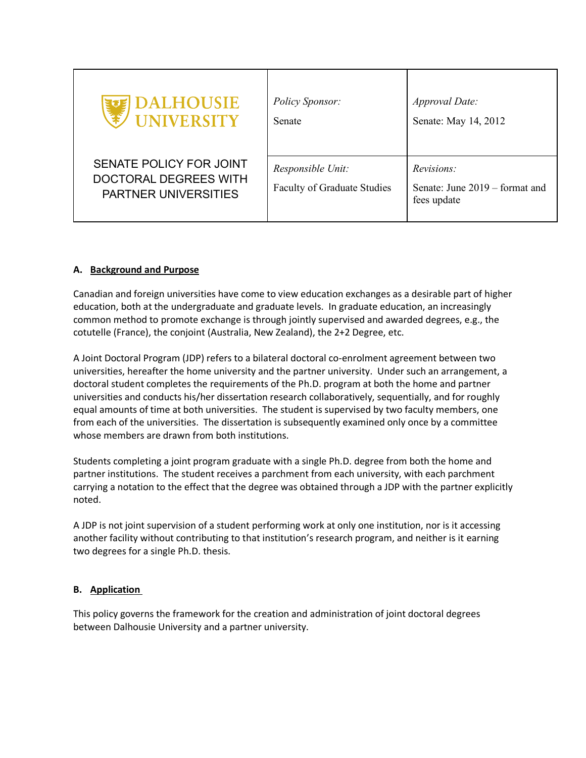| DALHOUSIE UNIVERSITY<br><br>SENATE POLICY FOR JOINT DOCTORAL DEGREES WITH PARTNER UNIVERSITIES | *Policy Sponsor:*<br>Senate | *Approval Date:*<br>Senate: May 14, 2012 |
| --- | --- | --- |
| | *Responsible Unit:*<br>Faculty of Graduate Studies | *Revisions:*<br>Senate: June 2019 – format and fees update |

## A. Background and Purpose

Canadian and foreign universities have come to view education exchanges as a desirable part of higher education, both at the undergraduate and graduate levels. In graduate education, an increasingly common method to promote exchange is through jointly supervised and awarded degrees, e.g., the cotutelle (France), the conjoint (Australia, New Zealand), the 2+2 Degree, etc.

A Joint Doctoral Program (JDP) refers to a bilateral doctoral co-enrolment agreement between two universities, hereafter the home university and the partner university. Under such an arrangement, a doctoral student completes the requirements of the Ph.D. program at both the home and partner universities and conducts his/her dissertation research collaboratively, sequentially, and for roughly equal amounts of time at both universities. The student is supervised by two faculty members, one from each of the universities. The dissertation is subsequently examined only once by a committee whose members are drawn from both institutions.

Students completing a joint program graduate with a single Ph.D. degree from both the home and partner institutions. The student receives a parchment from each university, with each parchment carrying a notation to the effect that the degree was obtained through a JDP with the partner explicitly noted.

A JDP is not joint supervision of a student performing work at only one institution, nor is it accessing another facility without contributing to that institution's research program, and neither is it earning two degrees for a single Ph.D. thesis.

## B. Application

This policy governs the framework for the creation and administration of joint doctoral degrees between Dalhousie University and a partner university.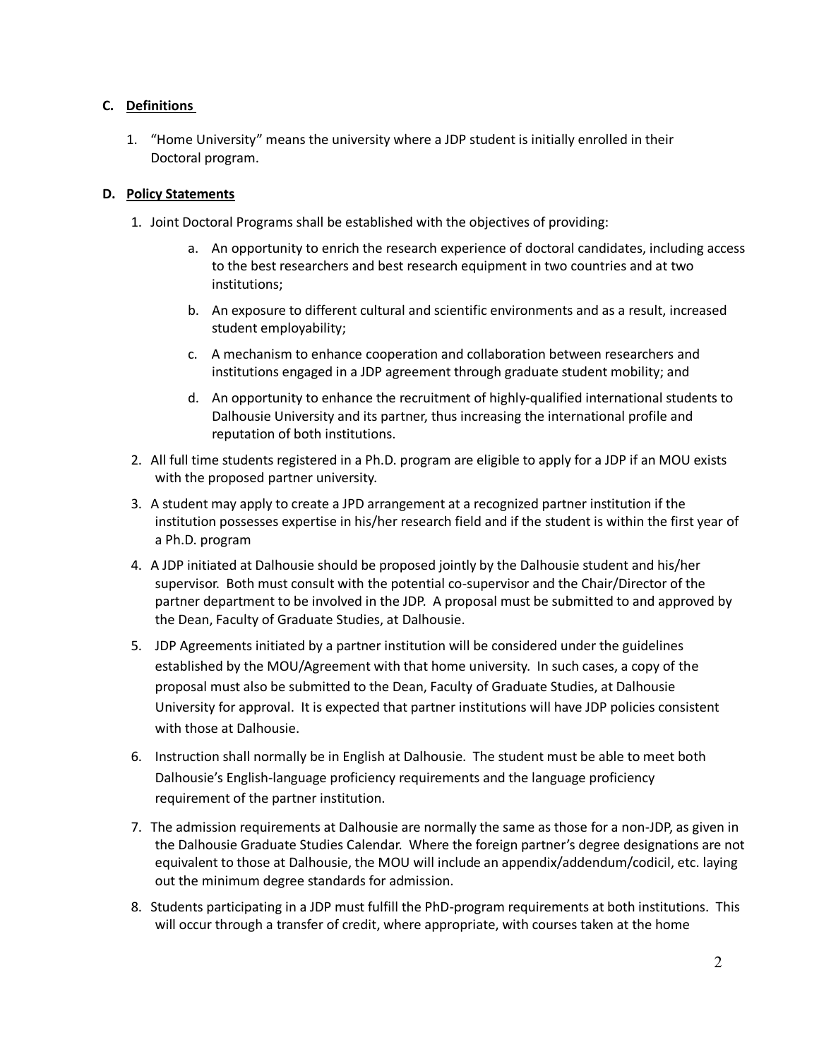### C. Definitions

1. "Home University" means the university where a JDP student is initially enrolled in their Doctoral program.

### D. Policy Statements

1. Joint Doctoral Programs shall be established with the objectives of providing:
   a. An opportunity to enrich the research experience of doctoral candidates, including access to the best researchers and best research equipment in two countries and at two institutions;
   b. An exposure to different cultural and scientific environments and as a result, increased student employability;
   c. A mechanism to enhance cooperation and collaboration between researchers and institutions engaged in a JDP agreement through graduate student mobility; and
   d. An opportunity to enhance the recruitment of highly-qualified international students to Dalhousie University and its partner, thus increasing the international profile and reputation of both institutions.
2. All full time students registered in a Ph.D. program are eligible to apply for a JDP if an MOU exists with the proposed partner university.
3. A student may apply to create a JPD arrangement at a recognized partner institution if the institution possesses expertise in his/her research field and if the student is within the first year of a Ph.D. program
4. A JDP initiated at Dalhousie should be proposed jointly by the Dalhousie student and his/her supervisor. Both must consult with the potential co-supervisor and the Chair/Director of the partner department to be involved in the JDP. A proposal must be submitted to and approved by the Dean, Faculty of Graduate Studies, at Dalhousie.
5. JDP Agreements initiated by a partner institution will be considered under the guidelines established by the MOU/Agreement with that home university. In such cases, a copy of the proposal must also be submitted to the Dean, Faculty of Graduate Studies, at Dalhousie University for approval. It is expected that partner institutions will have JDP policies consistent with those at Dalhousie.
6. Instruction shall normally be in English at Dalhousie. The student must be able to meet both Dalhousie's English-language proficiency requirements and the language proficiency requirement of the partner institution.
7. The admission requirements at Dalhousie are normally the same as those for a non-JDP, as given in the Dalhousie Graduate Studies Calendar. Where the foreign partner's degree designations are not equivalent to those at Dalhousie, the MOU will include an appendix/addendum/codicil, etc. laying out the minimum degree standards for admission.
8. Students participating in a JDP must fulfill the PhD-program requirements at both institutions. This will occur through a transfer of credit, where appropriate, with courses taken at the home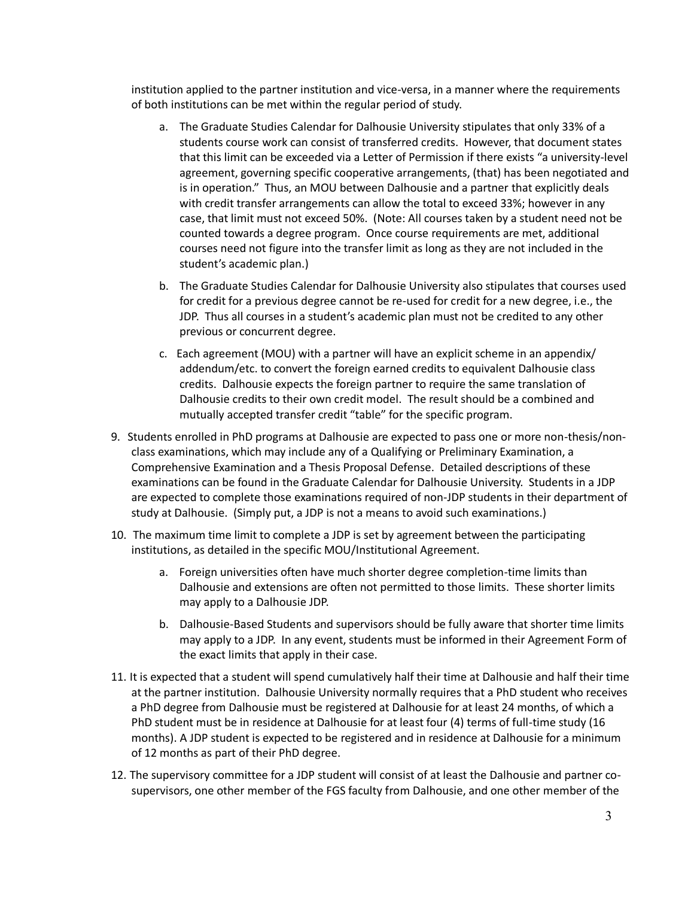institution applied to the partner institution and vice-versa, in a manner where the requirements of both institutions can be met within the regular period of study.

   a. The Graduate Studies Calendar for Dalhousie University stipulates that only 33% of a students course work can consist of transferred credits. However, that document states that this limit can be exceeded via a Letter of Permission if there exists "a university-level agreement, governing specific cooperative arrangements, (that) has been negotiated and is in operation." Thus, an MOU between Dalhousie and a partner that explicitly deals with credit transfer arrangements can allow the total to exceed 33%; however in any case, that limit must not exceed 50%. (Note: All courses taken by a student need not be counted towards a degree program. Once course requirements are met, additional courses need not figure into the transfer limit as long as they are not included in the student's academic plan.)

   b. The Graduate Studies Calendar for Dalhousie University also stipulates that courses used for credit for a previous degree cannot be re-used for credit for a new degree, i.e., the JDP. Thus all courses in a student's academic plan must not be credited to any other previous or concurrent degree.

   c. Each agreement (MOU) with a partner will have an explicit scheme in an appendix/ addendum/etc. to convert the foreign earned credits to equivalent Dalhousie class credits. Dalhousie expects the foreign partner to require the same translation of Dalhousie credits to their own credit model. The result should be a combined and mutually accepted transfer credit "table" for the specific program.

9. Students enrolled in PhD programs at Dalhousie are expected to pass one or more non-thesis/non-class examinations, which may include any of a Qualifying or Preliminary Examination, a Comprehensive Examination and a Thesis Proposal Defense. Detailed descriptions of these examinations can be found in the Graduate Calendar for Dalhousie University. Students in a JDP are expected to complete those examinations required of non-JDP students in their department of study at Dalhousie. (Simply put, a JDP is not a means to avoid such examinations.)

10. The maximum time limit to complete a JDP is set by agreement between the participating institutions, as detailed in the specific MOU/Institutional Agreement.

    a. Foreign universities often have much shorter degree completion-time limits than Dalhousie and extensions are often not permitted to those limits. These shorter limits may apply to a Dalhousie JDP.

    b. Dalhousie-Based Students and supervisors should be fully aware that shorter time limits may apply to a JDP. In any event, students must be informed in their Agreement Form of the exact limits that apply in their case.

11. It is expected that a student will spend cumulatively half their time at Dalhousie and half their time at the partner institution. Dalhousie University normally requires that a PhD student who receives a PhD degree from Dalhousie must be registered at Dalhousie for at least 24 months, of which a PhD student must be in residence at Dalhousie for at least four (4) terms of full-time study (16 months). A JDP student is expected to be registered and in residence at Dalhousie for a minimum of 12 months as part of their PhD degree.

12. The supervisory committee for a JDP student will consist of at least the Dalhousie and partner co-supervisors, one other member of the FGS faculty from Dalhousie, and one other member of the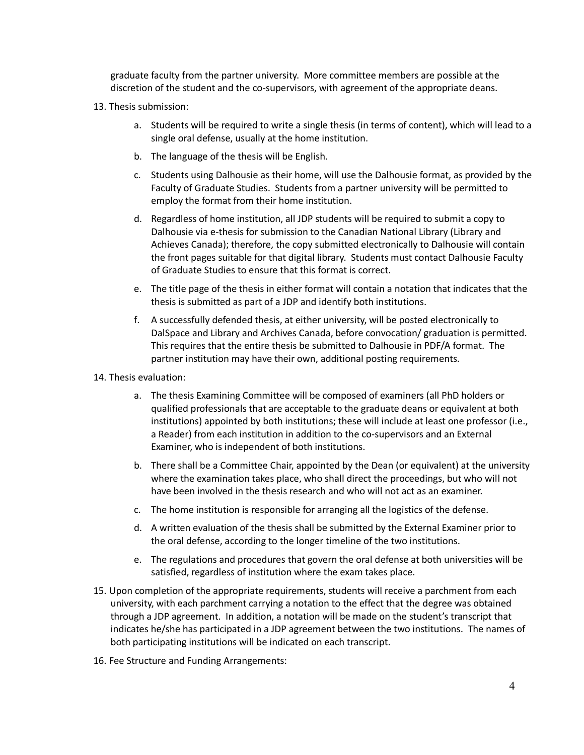graduate faculty from the partner university. More committee members are possible at the discretion of the student and the co-supervisors, with agreement of the appropriate deans.

13. Thesis submission:
    a. Students will be required to write a single thesis (in terms of content), which will lead to a single oral defense, usually at the home institution.
    b. The language of the thesis will be English.
    c. Students using Dalhousie as their home, will use the Dalhousie format, as provided by the Faculty of Graduate Studies. Students from a partner university will be permitted to employ the format from their home institution.
    d. Regardless of home institution, all JDP students will be required to submit a copy to Dalhousie via e-thesis for submission to the Canadian National Library (Library and Achieves Canada); therefore, the copy submitted electronically to Dalhousie will contain the front pages suitable for that digital library. Students must contact Dalhousie Faculty of Graduate Studies to ensure that this format is correct.
    e. The title page of the thesis in either format will contain a notation that indicates that the thesis is submitted as part of a JDP and identify both institutions.
    f. A successfully defended thesis, at either university, will be posted electronically to DalSpace and Library and Archives Canada, before convocation/ graduation is permitted. This requires that the entire thesis be submitted to Dalhousie in PDF/A format. The partner institution may have their own, additional posting requirements.
14. Thesis evaluation:
    a. The thesis Examining Committee will be composed of examiners (all PhD holders or qualified professionals that are acceptable to the graduate deans or equivalent at both institutions) appointed by both institutions; these will include at least one professor (i.e., a Reader) from each institution in addition to the co-supervisors and an External Examiner, who is independent of both institutions.
    b. There shall be a Committee Chair, appointed by the Dean (or equivalent) at the university where the examination takes place, who shall direct the proceedings, but who will not have been involved in the thesis research and who will not act as an examiner.
    c. The home institution is responsible for arranging all the logistics of the defense.
    d. A written evaluation of the thesis shall be submitted by the External Examiner prior to the oral defense, according to the longer timeline of the two institutions.
    e. The regulations and procedures that govern the oral defense at both universities will be satisfied, regardless of institution where the exam takes place.
15. Upon completion of the appropriate requirements, students will receive a parchment from each university, with each parchment carrying a notation to the effect that the degree was obtained through a JDP agreement. In addition, a notation will be made on the student's transcript that indicates he/she has participated in a JDP agreement between the two institutions. The names of both participating institutions will be indicated on each transcript.
16. Fee Structure and Funding Arrangements: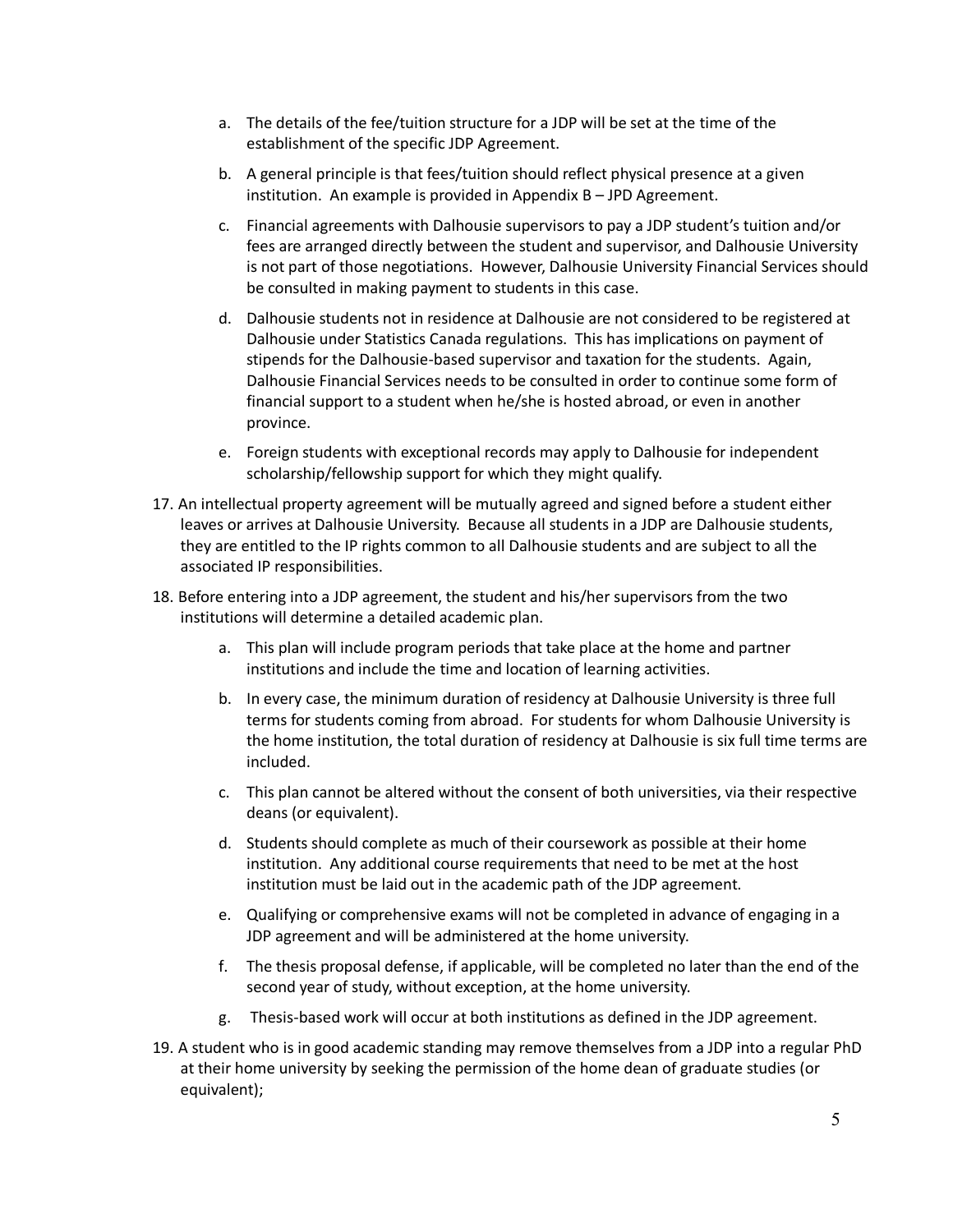a. The details of the fee/tuition structure for a JDP will be set at the time of the establishment of the specific JDP Agreement.
   b. A general principle is that fees/tuition should reflect physical presence at a given institution. An example is provided in Appendix B – JPD Agreement.
   c. Financial agreements with Dalhousie supervisors to pay a JDP student's tuition and/or fees are arranged directly between the student and supervisor, and Dalhousie University is not part of those negotiations. However, Dalhousie University Financial Services should be consulted in making payment to students in this case.
   d. Dalhousie students not in residence at Dalhousie are not considered to be registered at Dalhousie under Statistics Canada regulations. This has implications on payment of stipends for the Dalhousie-based supervisor and taxation for the students. Again, Dalhousie Financial Services needs to be consulted in order to continue some form of financial support to a student when he/she is hosted abroad, or even in another province.
   e. Foreign students with exceptional records may apply to Dalhousie for independent scholarship/fellowship support for which they might qualify.

17. An intellectual property agreement will be mutually agreed and signed before a student either leaves or arrives at Dalhousie University. Because all students in a JDP are Dalhousie students, they are entitled to the IP rights common to all Dalhousie students and are subject to all the associated IP responsibilities.

18. Before entering into a JDP agreement, the student and his/her supervisors from the two institutions will determine a detailed academic plan.
   a. This plan will include program periods that take place at the home and partner institutions and include the time and location of learning activities.
   b. In every case, the minimum duration of residency at Dalhousie University is three full terms for students coming from abroad. For students for whom Dalhousie University is the home institution, the total duration of residency at Dalhousie is six full time terms are included.
   c. This plan cannot be altered without the consent of both universities, via their respective deans (or equivalent).
   d. Students should complete as much of their coursework as possible at their home institution. Any additional course requirements that need to be met at the host institution must be laid out in the academic path of the JDP agreement.
   e. Qualifying or comprehensive exams will not be completed in advance of engaging in a JDP agreement and will be administered at the home university.
   f. The thesis proposal defense, if applicable, will be completed no later than the end of the second year of study, without exception, at the home university.
   g. Thesis-based work will occur at both institutions as defined in the JDP agreement.

19. A student who is in good academic standing may remove themselves from a JDP into a regular PhD at their home university by seeking the permission of the home dean of graduate studies (or equivalent);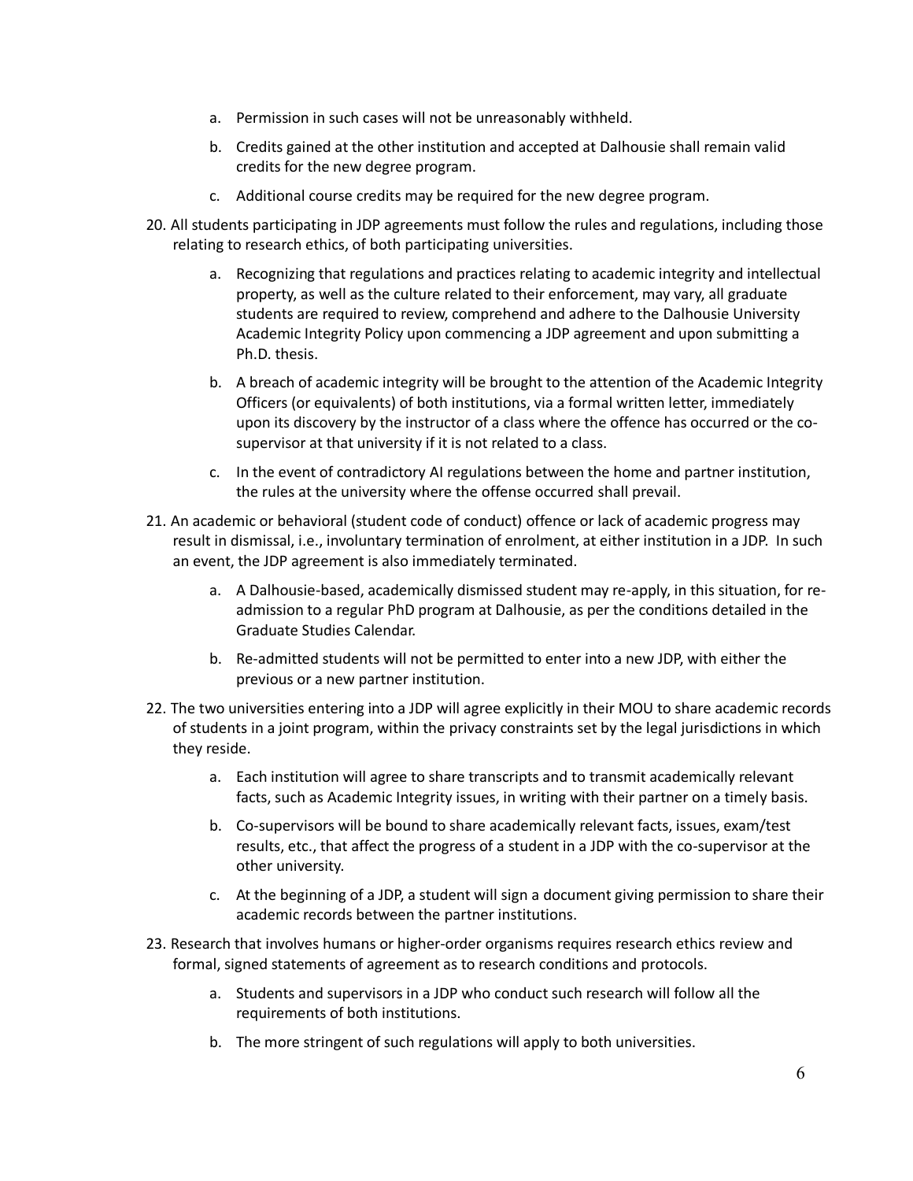a. Permission in such cases will not be unreasonably withheld.

   b. Credits gained at the other institution and accepted at Dalhousie shall remain valid credits for the new degree program.

   c. Additional course credits may be required for the new degree program.

20. All students participating in JDP agreements must follow the rules and regulations, including those relating to research ethics, of both participating universities.

    a. Recognizing that regulations and practices relating to academic integrity and intellectual property, as well as the culture related to their enforcement, may vary, all graduate students are required to review, comprehend and adhere to the Dalhousie University Academic Integrity Policy upon commencing a JDP agreement and upon submitting a Ph.D. thesis.

    b. A breach of academic integrity will be brought to the attention of the Academic Integrity Officers (or equivalents) of both institutions, via a formal written letter, immediately upon its discovery by the instructor of a class where the offence has occurred or the co-supervisor at that university if it is not related to a class.

    c. In the event of contradictory AI regulations between the home and partner institution, the rules at the university where the offense occurred shall prevail.

21. An academic or behavioral (student code of conduct) offence or lack of academic progress may result in dismissal, i.e., involuntary termination of enrolment, at either institution in a JDP. In such an event, the JDP agreement is also immediately terminated.

    a. A Dalhousie-based, academically dismissed student may re-apply, in this situation, for re-admission to a regular PhD program at Dalhousie, as per the conditions detailed in the Graduate Studies Calendar.

    b. Re-admitted students will not be permitted to enter into a new JDP, with either the previous or a new partner institution.

22. The two universities entering into a JDP will agree explicitly in their MOU to share academic records of students in a joint program, within the privacy constraints set by the legal jurisdictions in which they reside.

    a. Each institution will agree to share transcripts and to transmit academically relevant facts, such as Academic Integrity issues, in writing with their partner on a timely basis.

    b. Co-supervisors will be bound to share academically relevant facts, issues, exam/test results, etc., that affect the progress of a student in a JDP with the co-supervisor at the other university.

    c. At the beginning of a JDP, a student will sign a document giving permission to share their academic records between the partner institutions.

23. Research that involves humans or higher-order organisms requires research ethics review and formal, signed statements of agreement as to research conditions and protocols.

    a. Students and supervisors in a JDP who conduct such research will follow all the requirements of both institutions.

    b. The more stringent of such regulations will apply to both universities.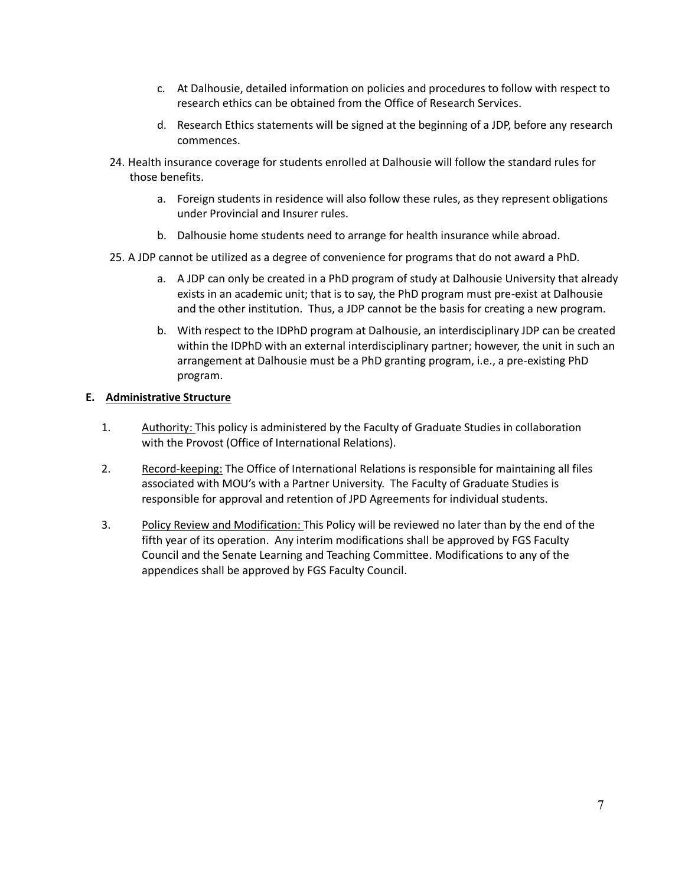c. At Dalhousie, detailed information on policies and procedures to follow with respect to research ethics can be obtained from the Office of Research Services.

d. Research Ethics statements will be signed at the beginning of a JDP, before any research commences.

24. Health insurance coverage for students enrolled at Dalhousie will follow the standard rules for those benefits.

    a. Foreign students in residence will also follow these rules, as they represent obligations under Provincial and Insurer rules.

    b. Dalhousie home students need to arrange for health insurance while abroad.

25. A JDP cannot be utilized as a degree of convenience for programs that do not award a PhD.

    a. A JDP can only be created in a PhD program of study at Dalhousie University that already exists in an academic unit; that is to say, the PhD program must pre-exist at Dalhousie and the other institution. Thus, a JDP cannot be the basis for creating a new program.

    b. With respect to the IDPhD program at Dalhousie, an interdisciplinary JDP can be created within the IDPhD with an external interdisciplinary partner; however, the unit in such an arrangement at Dalhousie must be a PhD granting program, i.e., a pre-existing PhD program.

### E. Administrative Structure

1. Authority: This policy is administered by the Faculty of Graduate Studies in collaboration with the Provost (Office of International Relations).

2. Record-keeping: The Office of International Relations is responsible for maintaining all files associated with MOU's with a Partner University. The Faculty of Graduate Studies is responsible for approval and retention of JPD Agreements for individual students.

3. Policy Review and Modification: This Policy will be reviewed no later than by the end of the fifth year of its operation. Any interim modifications shall be approved by FGS Faculty Council and the Senate Learning and Teaching Committee. Modifications to any of the appendices shall be approved by FGS Faculty Council.